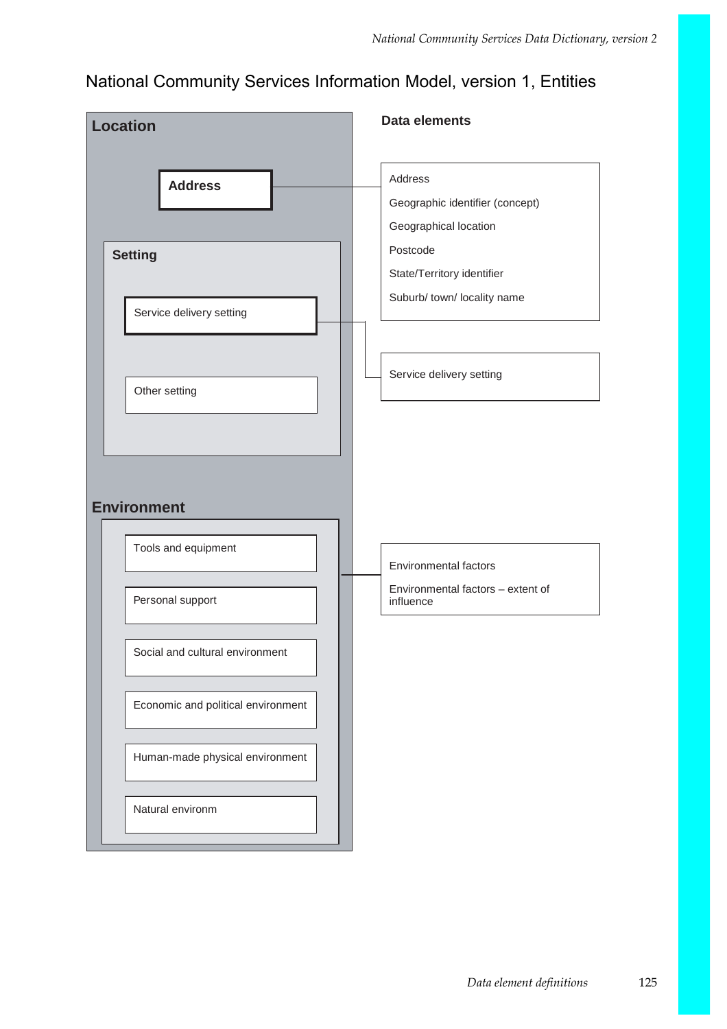# National Community Services Information Model, version 1, Entities

## Location

**Address**

### Setting

- Service delivery setting
- Other setting

## Environment

- Tools and equipment
- Personal support
- Social and cultural environment
- Economic and political environment
- Human-made physical environment
- Natural environm

## Data elements

**Address:**
- Address
- Geographic identifier (concept)
- Geographical location
- Postcode
- State/Territory identifier
- Suburb/ town/ locality name

**Service delivery setting:**
- Service delivery setting

**Environment:**
- Environmental factors
- Environmental factors – extent of influence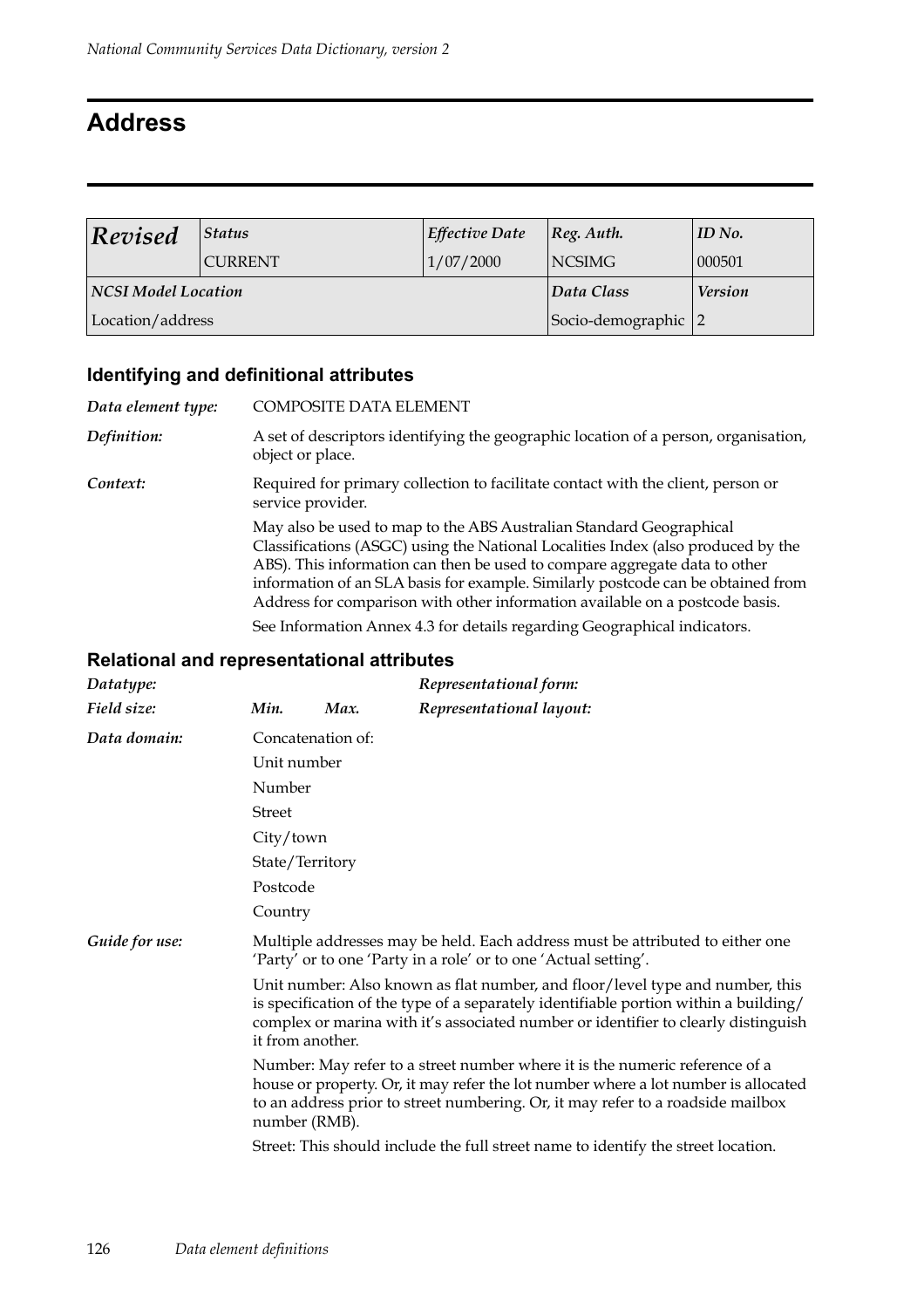# Address

| *Revised* | *Status* | *Effective Date* | *Reg. Auth.* | *ID No.* |
|---|---|---|---|---|
| | CURRENT | 1/07/2000 | NCSIMG | 000501 |
| ***NCSI Model Location*** | | | ***Data Class*** | ***Version*** |
| Location/address | | | Socio-demographic | 2 |

## Identifying and definitional attributes

*Data element type:* COMPOSITE DATA ELEMENT

*Definition:* A set of descriptors identifying the geographic location of a person, organisation, object or place.

*Context:* Required for primary collection to facilitate contact with the client, person or service provider.

May also be used to map to the ABS Australian Standard Geographical Classifications (ASGC) using the National Localities Index (also produced by the ABS). This information can then be used to compare aggregate data to other information of an SLA basis for example. Similarly postcode can be obtained from Address for comparison with other information available on a postcode basis.

See Information Annex 4.3 for details regarding Geographical indicators.

## Relational and representational attributes

*Datatype:* 

*Representational form:* 

*Field size:* *Min.* *Max.*

*Representational layout:* 

*Data domain:* Concatenation of:

Unit number

Number

Street

City/town

State/Territory

Postcode

Country

*Guide for use:* Multiple addresses may be held. Each address must be attributed to either one 'Party' or to one 'Party in a role' or to one 'Actual setting'.

Unit number: Also known as flat number, and floor/level type and number, this is specification of the type of a separately identifiable portion within a building/ complex or marina with it's associated number or identifier to clearly distinguish it from another.

Number: May refer to a street number where it is the numeric reference of a house or property. Or, it may refer the lot number where a lot number is allocated to an address prior to street numbering. Or, it may refer to a roadside mailbox number (RMB).

Street: This should include the full street name to identify the street location.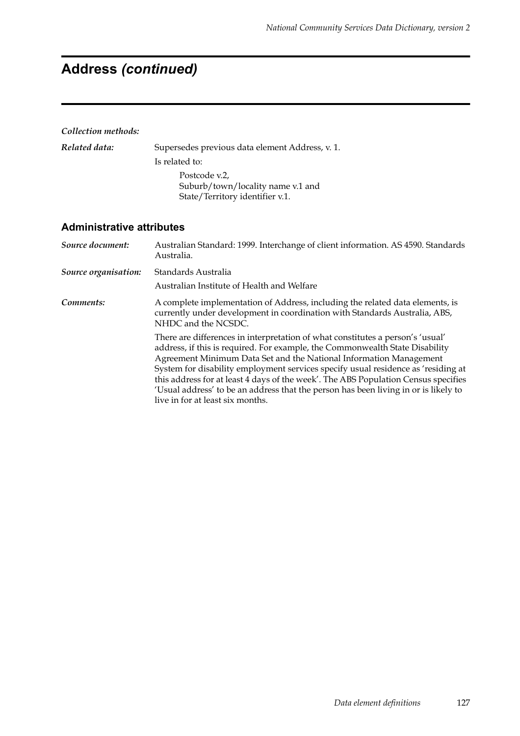# Address *(continued)*

***Collection methods:***

***Related data:*** Supersedes previous data element Address, v. 1.

Is related to:

Postcode v.2,
Suburb/town/locality name v.1 and
State/Territory identifier v.1.

## Administrative attributes

***Source document:*** Australian Standard: 1999. Interchange of client information. AS 4590. Standards Australia.

***Source organisation:*** Standards Australia

Australian Institute of Health and Welfare

***Comments:*** A complete implementation of Address, including the related data elements, is currently under development in coordination with Standards Australia, ABS, NHDC and the NCSDC.

There are differences in interpretation of what constitutes a person's 'usual' address, if this is required. For example, the Commonwealth State Disability Agreement Minimum Data Set and the National Information Management System for disability employment services specify usual residence as 'residing at this address for at least 4 days of the week'. The ABS Population Census specifies 'Usual address' to be an address that the person has been living in or is likely to live in for at least six months.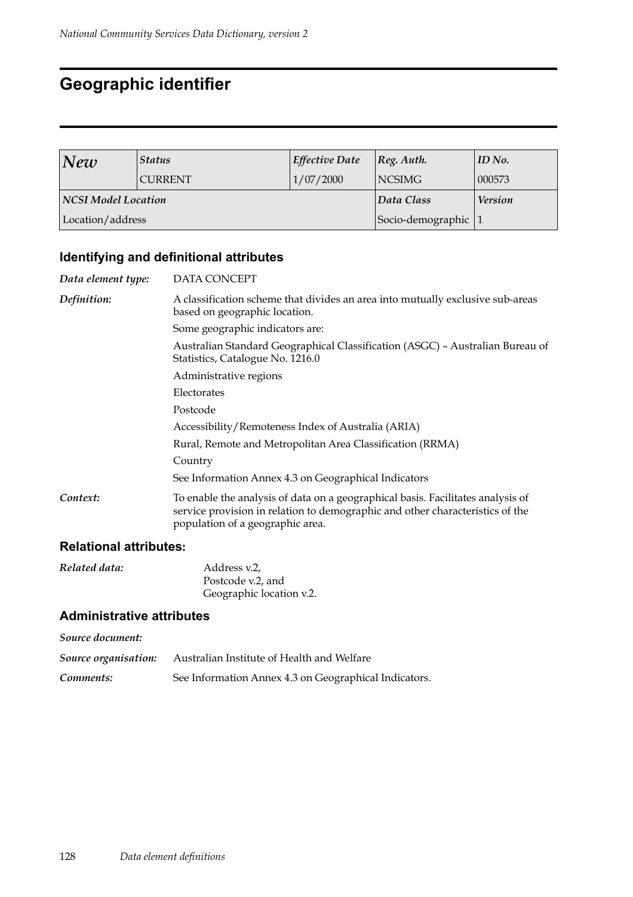# Geographic identifier

| *New* | *Status* | *Effective Date* | *Reg. Auth.* | *ID No.* |
|---|---|---|---|---|
| | CURRENT | 1/07/2000 | NCSIMG | 000573 |
| ***NCSI Model Location*** | | | ***Data Class*** | ***Version*** |
| Location/address | | | Socio-demographic | 1 |

## Identifying and definitional attributes

*Data element type:* DATA CONCEPT

*Definition:* A classification scheme that divides an area into mutually exclusive sub-areas based on geographic location.

Some geographic indicators are:

Australian Standard Geographical Classification (ASGC) – Australian Bureau of Statistics, Catalogue No. 1216.0

Administrative regions

Electorates

Postcode

Accessibility/Remoteness Index of Australia (ARIA)

Rural, Remote and Metropolitan Area Classification (RRMA)

Country

See Information Annex 4.3 on Geographical Indicators

*Context:* To enable the analysis of data on a geographical basis. Facilitates analysis of service provision in relation to demographic and other characteristics of the population of a geographic area.

## Relational attributes:

*Related data:* Address v.2,
Postcode v.2, and
Geographic location v.2.

## Administrative attributes

*Source document:*

*Source organisation:* Australian Institute of Health and Welfare

*Comments:* See Information Annex 4.3 on Geographical Indicators.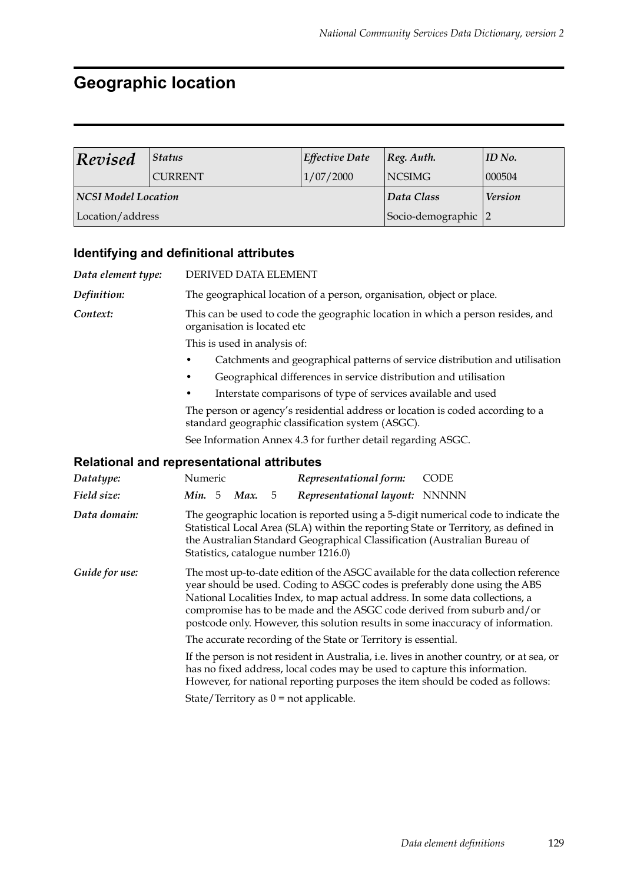# Geographic location

| *Revised* | *Status* | *Effective Date* | *Reg. Auth.* | *ID No.* |
|---|---|---|---|---|
| | CURRENT | 1/07/2000 | NCSIMG | 000504 |
| ***NCSI Model Location*** | | | ***Data Class*** | ***Version*** |
| Location/address | | | Socio-demographic | 2 |

## Identifying and definitional attributes

***Data element type:*** DERIVED DATA ELEMENT

***Definition:*** The geographical location of a person, organisation, object or place.

***Context:*** This can be used to code the geographic location in which a person resides, and organisation is located etc

This is used in analysis of:

- Catchments and geographical patterns of service distribution and utilisation
- Geographical differences in service distribution and utilisation
- Interstate comparisons of type of services available and used

The person or agency's residential address or location is coded according to a standard geographic classification system (ASGC).

See Information Annex 4.3 for further detail regarding ASGC.

## Relational and representational attributes

***Datatype:*** Numeric &nbsp;&nbsp;&nbsp; ***Representational form:*** CODE

***Field size:*** ***Min.*** 5 ***Max.*** 5 &nbsp;&nbsp;&nbsp; ***Representational layout:*** NNNNN

***Data domain:*** The geographic location is reported using a 5-digit numerical code to indicate the Statistical Local Area (SLA) within the reporting State or Territory, as defined in the Australian Standard Geographical Classification (Australian Bureau of Statistics, catalogue number 1216.0)

***Guide for use:*** The most up-to-date edition of the ASGC available for the data collection reference year should be used. Coding to ASGC codes is preferably done using the ABS National Localities Index, to map actual address. In some data collections, a compromise has to be made and the ASGC code derived from suburb and/or postcode only. However, this solution results in some inaccuracy of information.

The accurate recording of the State or Territory is essential.

If the person is not resident in Australia, i.e. lives in another country, or at sea, or has no fixed address, local codes may be used to capture this information. However, for national reporting purposes the item should be coded as follows:

State/Territory as 0 = not applicable.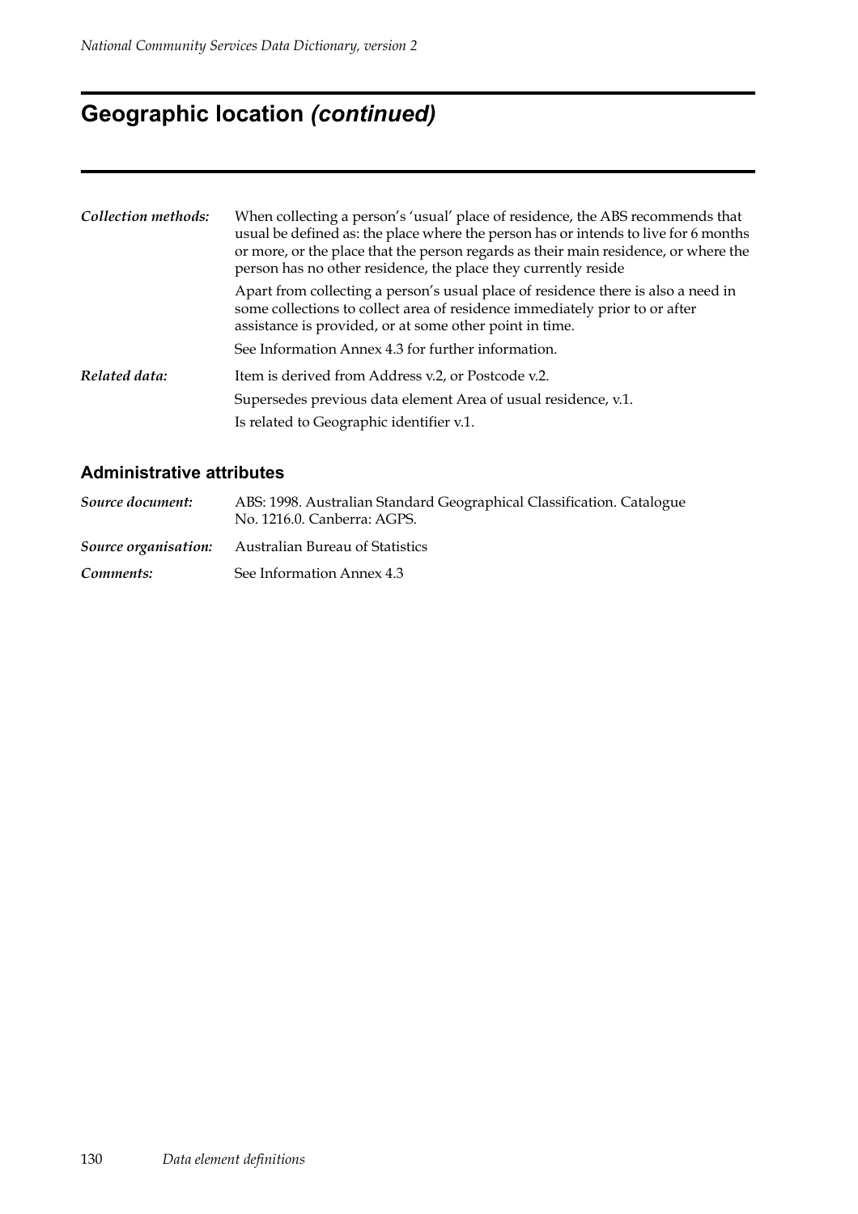## Geographic location *(continued)*

***Collection methods:*** When collecting a person's 'usual' place of residence, the ABS recommends that usual be defined as: the place where the person has or intends to live for 6 months or more, or the place that the person regards as their main residence, or where the person has no other residence, the place they currently reside

Apart from collecting a person's usual place of residence there is also a need in some collections to collect area of residence immediately prior to or after assistance is provided, or at some other point in time.

See Information Annex 4.3 for further information.

***Related data:*** Item is derived from Address v.2, or Postcode v.2.

Supersedes previous data element Area of usual residence, v.1.

Is related to Geographic identifier v.1.

### Administrative attributes

***Source document:*** ABS: 1998. Australian Standard Geographical Classification. Catalogue No. 1216.0. Canberra: AGPS.

***Source organisation:*** Australian Bureau of Statistics

***Comments:*** See Information Annex 4.3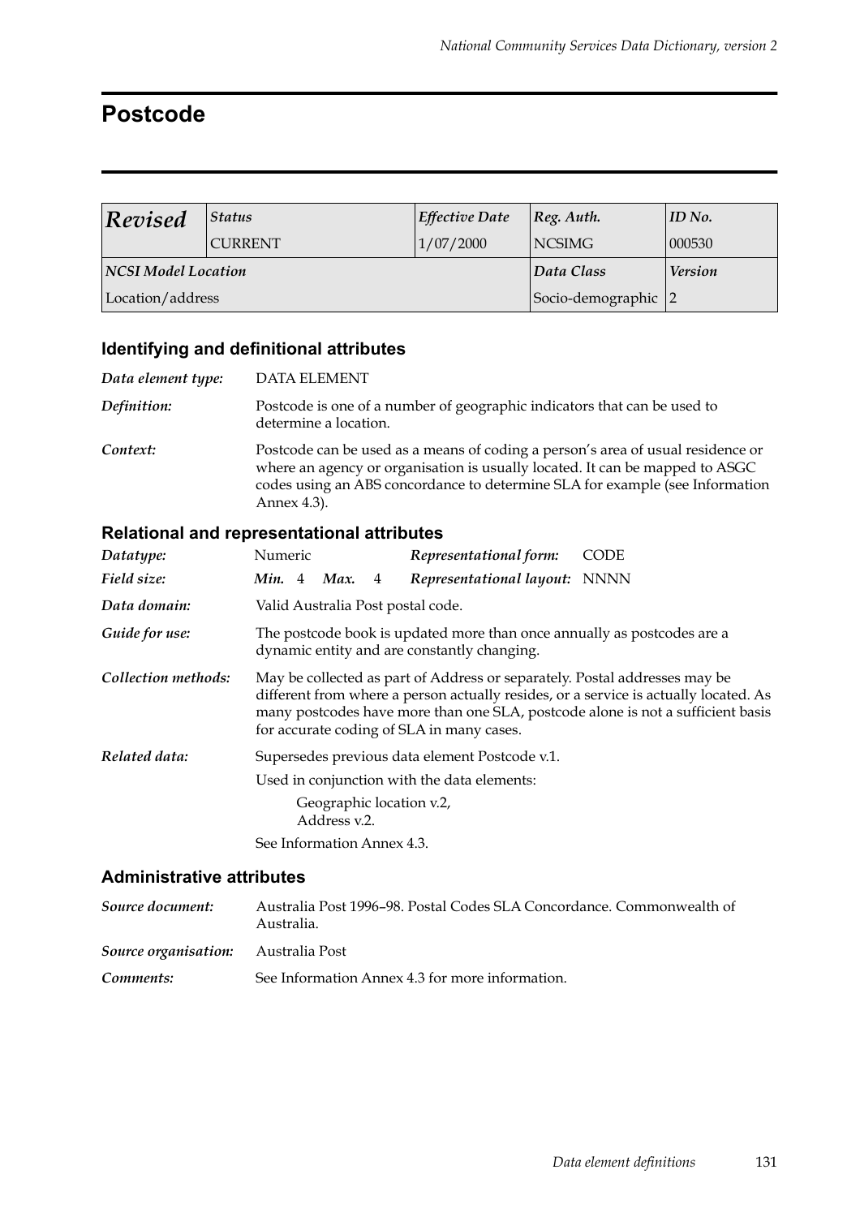# Postcode

| *Revised* | *Status* | *Effective Date* | *Reg. Auth.* | *ID No.* |
|---|---|---|---|---|
| | CURRENT | 1/07/2000 | NCSIMG | 000530 |
| ***NCSI Model Location*** | | | ***Data Class*** | ***Version*** |
| Location/address | | | Socio-demographic | 2 |

## Identifying and definitional attributes

***Data element type:*** DATA ELEMENT

***Definition:*** Postcode is one of a number of geographic indicators that can be used to determine a location.

***Context:*** Postcode can be used as a means of coding a person's area of usual residence or where an agency or organisation is usually located. It can be mapped to ASGC codes using an ABS concordance to determine SLA for example (see Information Annex 4.3).

## Relational and representational attributes

***Datatype:*** Numeric ***Representational form:*** CODE

***Field size:*** ***Min.*** 4 ***Max.*** 4 ***Representational layout:*** NNNN

***Data domain:*** Valid Australia Post postal code.

***Guide for use:*** The postcode book is updated more than once annually as postcodes are a dynamic entity and are constantly changing.

***Collection methods:*** May be collected as part of Address or separately. Postal addresses may be different from where a person actually resides, or a service is actually located. As many postcodes have more than one SLA, postcode alone is not a sufficient basis for accurate coding of SLA in many cases.

***Related data:*** Supersedes previous data element Postcode v.1.

Used in conjunction with the data elements:

Geographic location v.2,
Address v.2.

See Information Annex 4.3.

## Administrative attributes

***Source document:*** Australia Post 1996–98. Postal Codes SLA Concordance. Commonwealth of Australia.

***Source organisation:*** Australia Post

***Comments:*** See Information Annex 4.3 for more information.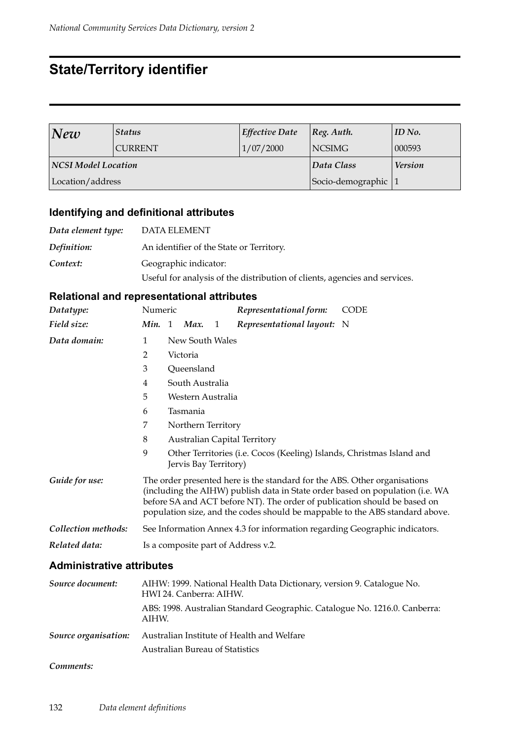# State/Territory identifier

| *New* | *Status* | *Effective Date* | *Reg. Auth.* | *ID No.* |
|---|---|---|---|---|
| | CURRENT | 1/07/2000 | NCSIMG | 000593 |
| ***NCSI Model Location*** | | | ***Data Class*** | ***Version*** |
| Location/address | | | Socio-demographic | 1 |

## Identifying and definitional attributes

***Data element type:*** DATA ELEMENT

***Definition:*** An identifier of the State or Territory.

***Context:*** Geographic indicator:

Useful for analysis of the distribution of clients, agencies and services.

## Relational and representational attributes

***Datatype:*** Numeric ***Representational form:*** CODE

***Field size:*** ***Min.*** 1 ***Max.*** 1 ***Representational layout:*** N

***Data domain:***

1 New South Wales
2 Victoria
3 Queensland
4 South Australia
5 Western Australia
6 Tasmania
7 Northern Territory
8 Australian Capital Territory
9 Other Territories (i.e. Cocos (Keeling) Islands, Christmas Island and Jervis Bay Territory)

***Guide for use:*** The order presented here is the standard for the ABS. Other organisations (including the AIHW) publish data in State order based on population (i.e. WA before SA and ACT before NT). The order of publication should be based on population size, and the codes should be mappable to the ABS standard above.

***Collection methods:*** See Information Annex 4.3 for information regarding Geographic indicators.

***Related data:*** Is a composite part of Address v.2.

## Administrative attributes

***Source document:*** AIHW: 1999. National Health Data Dictionary, version 9. Catalogue No. HWI 24. Canberra: AIHW.

ABS: 1998. Australian Standard Geographic. Catalogue No. 1216.0. Canberra: AIHW.

***Source organisation:*** Australian Institute of Health and Welfare

Australian Bureau of Statistics

***Comments:***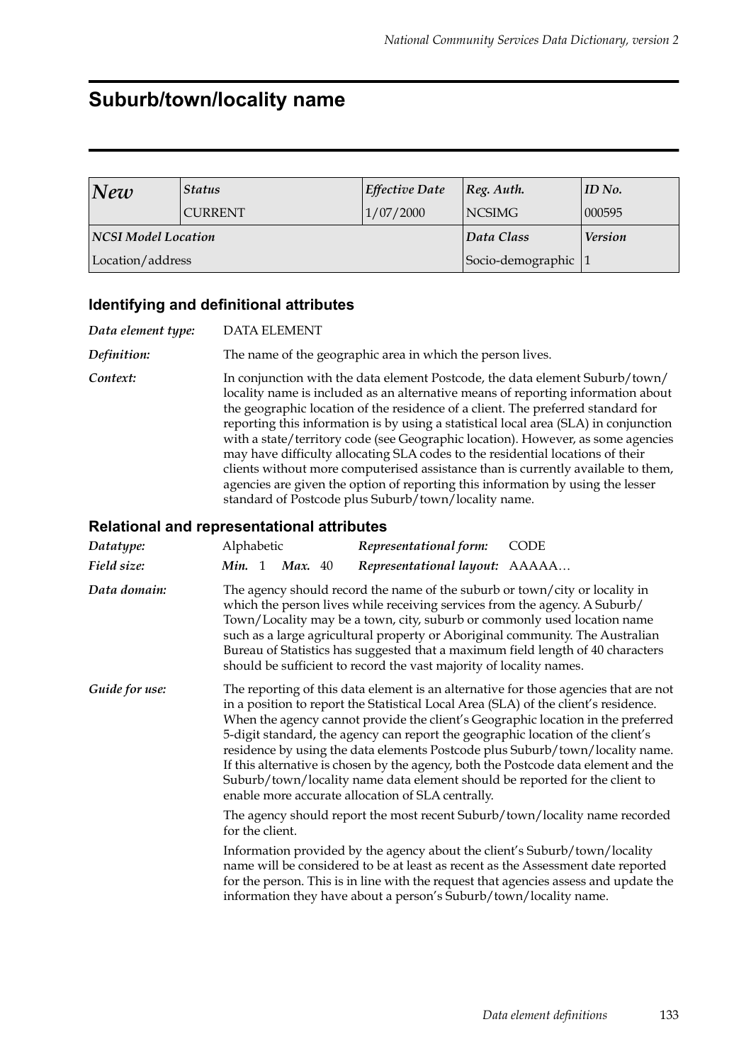# Suburb/town/locality name

| *New* | *Status* | *Effective Date* | *Reg. Auth.* | *ID No.* |
|---|---|---|---|---|
| | CURRENT | 1/07/2000 | NCSIMG | 000595 |
| ***NCSI Model Location*** | | | ***Data Class*** | ***Version*** |
| Location/address | | | Socio-demographic | 1 |

### Identifying and definitional attributes

*Data element type:* DATA ELEMENT

*Definition:* The name of the geographic area in which the person lives.

*Context:* In conjunction with the data element Postcode, the data element Suburb/town/locality name is included as an alternative means of reporting information about the geographic location of the residence of a client. The preferred standard for reporting this information is by using a statistical local area (SLA) in conjunction with a state/territory code (see Geographic location). However, as some agencies may have difficulty allocating SLA codes to the residential locations of their clients without more computerised assistance than is currently available to them, agencies are given the option of reporting this information by using the lesser standard of Postcode plus Suburb/town/locality name.

### Relational and representational attributes

*Datatype:* Alphabetic  *Representational form:* CODE

*Field size:* ***Min.*** 1 ***Max.*** 40  *Representational layout:* AAAAA…

*Data domain:* The agency should record the name of the suburb or town/city or locality in which the person lives while receiving services from the agency. A Suburb/Town/Locality may be a town, city, suburb or commonly used location name such as a large agricultural property or Aboriginal community. The Australian Bureau of Statistics has suggested that a maximum field length of 40 characters should be sufficient to record the vast majority of locality names.

*Guide for use:* The reporting of this data element is an alternative for those agencies that are not in a position to report the Statistical Local Area (SLA) of the client's residence. When the agency cannot provide the client's Geographic location in the preferred 5-digit standard, the agency can report the geographic location of the client's residence by using the data elements Postcode plus Suburb/town/locality name. If this alternative is chosen by the agency, both the Postcode data element and the Suburb/town/locality name data element should be reported for the client to enable more accurate allocation of SLA centrally.

The agency should report the most recent Suburb/town/locality name recorded for the client.

Information provided by the agency about the client's Suburb/town/locality name will be considered to be at least as recent as the Assessment date reported for the person. This is in line with the request that agencies assess and update the information they have about a person's Suburb/town/locality name.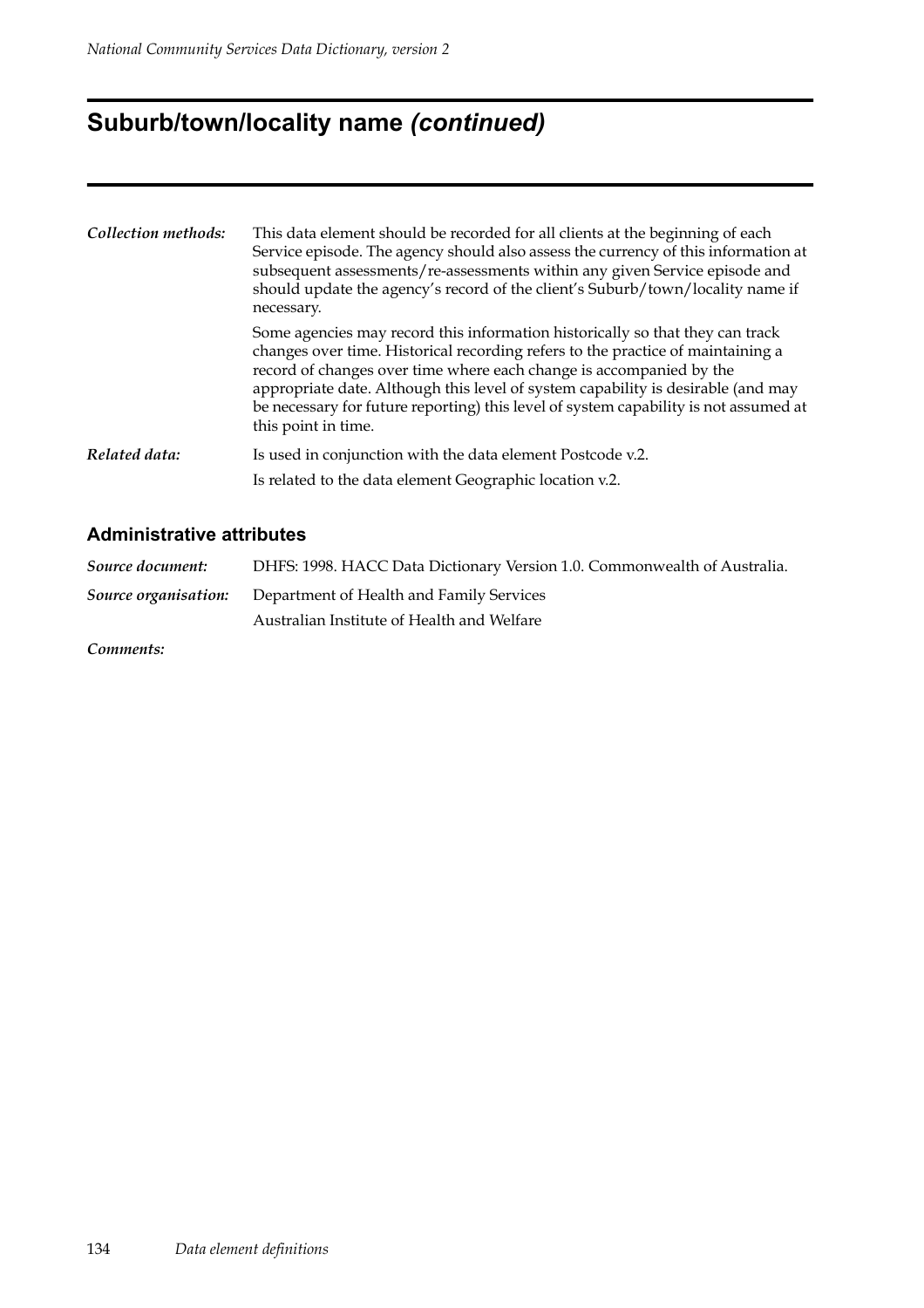# Suburb/town/locality name *(continued)*

*Collection methods:* This data element should be recorded for all clients at the beginning of each Service episode. The agency should also assess the currency of this information at subsequent assessments/re-assessments within any given Service episode and should update the agency's record of the client's Suburb/town/locality name if necessary.

Some agencies may record this information historically so that they can track changes over time. Historical recording refers to the practice of maintaining a record of changes over time where each change is accompanied by the appropriate date. Although this level of system capability is desirable (and may be necessary for future reporting) this level of system capability is not assumed at this point in time.

*Related data:* Is used in conjunction with the data element Postcode v.2.

Is related to the data element Geographic location v.2.

## Administrative attributes

*Source document:* DHFS: 1998. HACC Data Dictionary Version 1.0. Commonwealth of Australia.

*Source organisation:* Department of Health and Family Services

Australian Institute of Health and Welfare

*Comments:*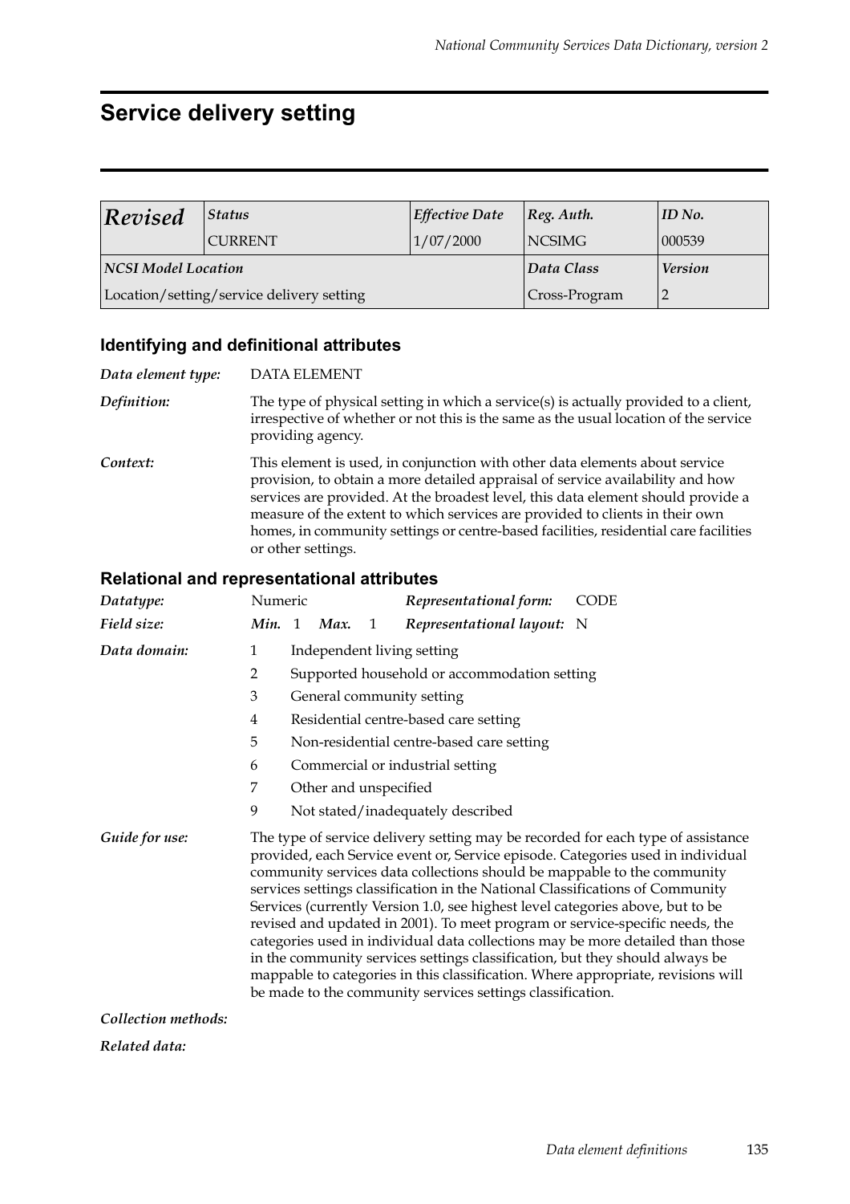# Service delivery setting

| *Revised* | *Status* | *Effective Date* | *Reg. Auth.* | *ID No.* |
|---|---|---|---|---|
| | CURRENT | 1/07/2000 | NCSIMG | 000539 |
| ***NCSI Model Location*** | | | ***Data Class*** | ***Version*** |
| Location/setting/service delivery setting | | | Cross-Program | 2 |

## Identifying and definitional attributes

***Data element type:*** DATA ELEMENT

***Definition:*** The type of physical setting in which a service(s) is actually provided to a client, irrespective of whether or not this is the same as the usual location of the service providing agency.

***Context:*** This element is used, in conjunction with other data elements about service provision, to obtain a more detailed appraisal of service availability and how services are provided. At the broadest level, this data element should provide a measure of the extent to which services are provided to clients in their own homes, in community settings or centre-based facilities, residential care facilities or other settings.

## Relational and representational attributes

***Datatype:*** Numeric    ***Representational form:*** CODE

***Field size:*** ***Min.*** 1 ***Max.*** 1    ***Representational layout:*** N

***Data domain:***

1 Independent living setting
2 Supported household or accommodation setting
3 General community setting
4 Residential centre-based care setting
5 Non-residential centre-based care setting
6 Commercial or industrial setting
7 Other and unspecified
9 Not stated/inadequately described

***Guide for use:*** The type of service delivery setting may be recorded for each type of assistance provided, each Service event or, Service episode. Categories used in individual community services data collections should be mappable to the community services settings classification in the National Classifications of Community Services (currently Version 1.0, see highest level categories above, but to be revised and updated in 2001). To meet program or service-specific needs, the categories used in individual data collections may be more detailed than those in the community services settings classification, but they should always be mappable to categories in this classification. Where appropriate, revisions will be made to the community services settings classification.

***Collection methods:***

***Related data:***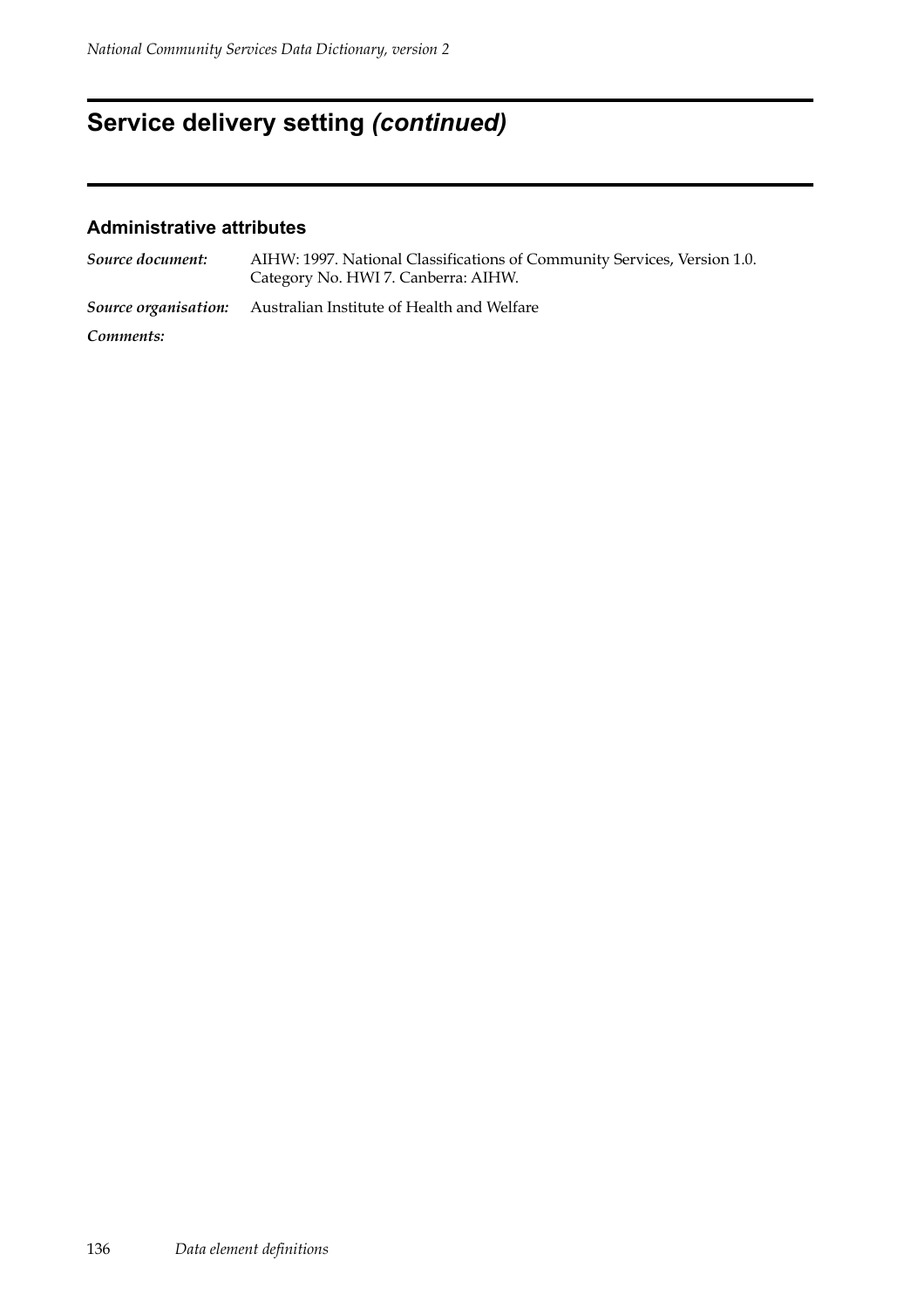# Service delivery setting *(continued)*

### Administrative attributes

| | |
|---|---|
| ***Source document:*** | AIHW: 1997. National Classifications of Community Services, Version 1.0. Category No. HWI 7. Canberra: AIHW. |
| ***Source organisation:*** | Australian Institute of Health and Welfare |
| ***Comments:*** | |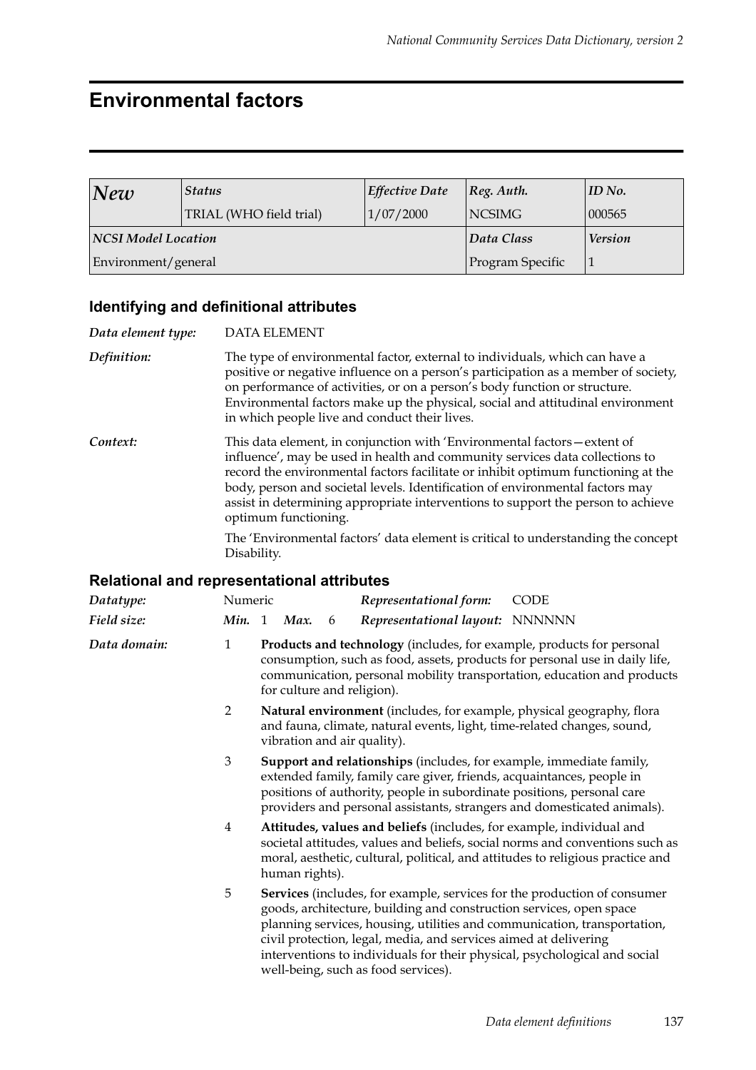# Environmental factors

| *New* | *Status* | *Effective Date* | *Reg. Auth.* | *ID No.* |
|---|---|---|---|---|
| | TRIAL (WHO field trial) | 1/07/2000 | NCSIMG | 000565 |
| ***NCSI Model Location*** | | | ***Data Class*** | ***Version*** |
| Environment/general | | | Program Specific | 1 |

### Identifying and definitional attributes

*Data element type:* DATA ELEMENT

*Definition:* The type of environmental factor, external to individuals, which can have a positive or negative influence on a person's participation as a member of society, on performance of activities, or on a person's body function or structure. Environmental factors make up the physical, social and attitudinal environment in which people live and conduct their lives.

*Context:* This data element, in conjunction with 'Environmental factors—extent of influence', may be used in health and community services data collections to record the environmental factors facilitate or inhibit optimum functioning at the body, person and societal levels. Identification of environmental factors may assist in determining appropriate interventions to support the person to achieve optimum functioning.

The 'Environmental factors' data element is critical to understanding the concept Disability.

### Relational and representational attributes

*Datatype:* Numeric — *Representational form:* CODE

*Field size:* *Min.* 1 *Max.* 6 — *Representational layout:* NNNNNN

*Data domain:*

1 **Products and technology** (includes, for example, products for personal consumption, such as food, assets, products for personal use in daily life, communication, personal mobility transportation, education and products for culture and religion).

2 **Natural environment** (includes, for example, physical geography, flora and fauna, climate, natural events, light, time-related changes, sound, vibration and air quality).

3 **Support and relationships** (includes, for example, immediate family, extended family, family care giver, friends, acquaintances, people in positions of authority, people in subordinate positions, personal care providers and personal assistants, strangers and domesticated animals).

4 **Attitudes, values and beliefs** (includes, for example, individual and societal attitudes, values and beliefs, social norms and conventions such as moral, aesthetic, cultural, political, and attitudes to religious practice and human rights).

5 **Services** (includes, for example, services for the production of consumer goods, architecture, building and construction services, open space planning services, housing, utilities and communication, transportation, civil protection, legal, media, and services aimed at delivering interventions to individuals for their physical, psychological and social well-being, such as food services).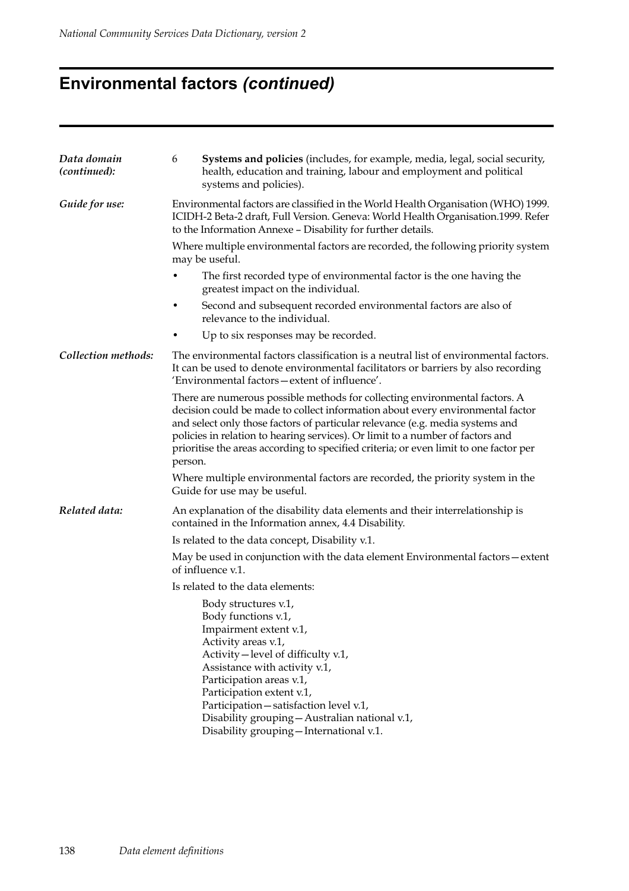# Environmental factors *(continued)*

***Data domain (continued):***

6 **Systems and policies** (includes, for example, media, legal, social security, health, education and training, labour and employment and political systems and policies).

***Guide for use:***

Environmental factors are classified in the World Health Organisation (WHO) 1999. ICIDH-2 Beta-2 draft, Full Version. Geneva: World Health Organisation.1999. Refer to the Information Annexe – Disability for further details.

Where multiple environmental factors are recorded, the following priority system may be useful.

- The first recorded type of environmental factor is the one having the greatest impact on the individual.
- Second and subsequent recorded environmental factors are also of relevance to the individual.
- Up to six responses may be recorded.

***Collection methods:***

The environmental factors classification is a neutral list of environmental factors. It can be used to denote environmental facilitators or barriers by also recording 'Environmental factors—extent of influence'.

There are numerous possible methods for collecting environmental factors. A decision could be made to collect information about every environmental factor and select only those factors of particular relevance (e.g. media systems and policies in relation to hearing services). Or limit to a number of factors and prioritise the areas according to specified criteria; or even limit to one factor per person.

Where multiple environmental factors are recorded, the priority system in the Guide for use may be useful.

***Related data:***

An explanation of the disability data elements and their interrelationship is contained in the Information annex, 4.4 Disability.

Is related to the data concept, Disability v.1.

May be used in conjunction with the data element Environmental factors—extent of influence v.1.

Is related to the data elements:

Body structures v.1,
Body functions v.1,
Impairment extent v.1,
Activity areas v.1,
Activity—level of difficulty v.1,
Assistance with activity v.1,
Participation areas v.1,
Participation extent v.1,
Participation—satisfaction level v.1,
Disability grouping—Australian national v.1,
Disability grouping—International v.1.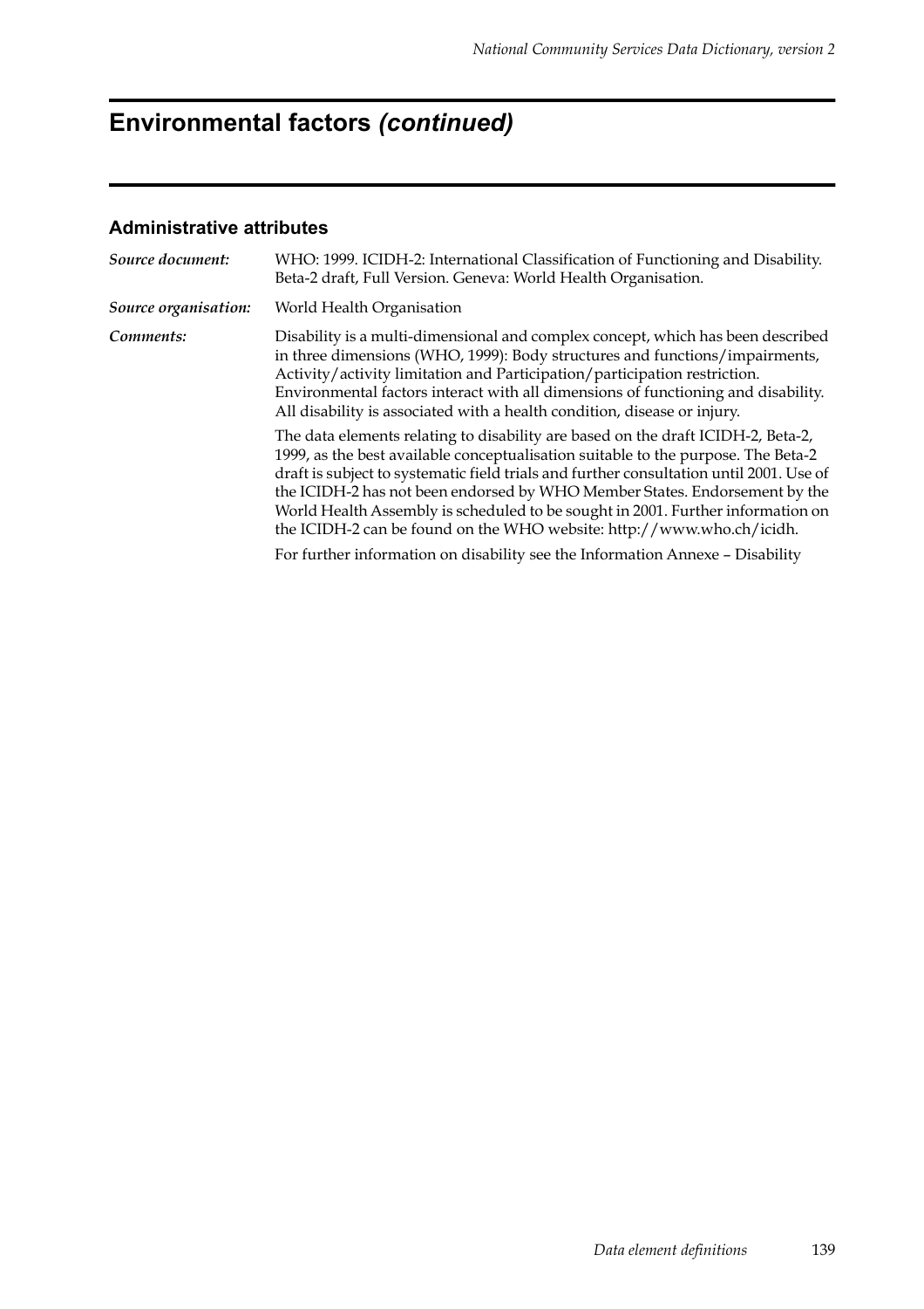# Environmental factors *(continued)*

### Administrative attributes

***Source document:*** WHO: 1999. ICIDH-2: International Classification of Functioning and Disability. Beta-2 draft, Full Version. Geneva: World Health Organisation.

***Source organisation:*** World Health Organisation

***Comments:*** Disability is a multi-dimensional and complex concept, which has been described in three dimensions (WHO, 1999): Body structures and functions/impairments, Activity/activity limitation and Participation/participation restriction. Environmental factors interact with all dimensions of functioning and disability. All disability is associated with a health condition, disease or injury.

The data elements relating to disability are based on the draft ICIDH-2, Beta-2, 1999, as the best available conceptualisation suitable to the purpose. The Beta-2 draft is subject to systematic field trials and further consultation until 2001. Use of the ICIDH-2 has not been endorsed by WHO Member States. Endorsement by the World Health Assembly is scheduled to be sought in 2001. Further information on the ICIDH-2 can be found on the WHO website: http://www.who.ch/icidh.

For further information on disability see the Information Annexe – Disability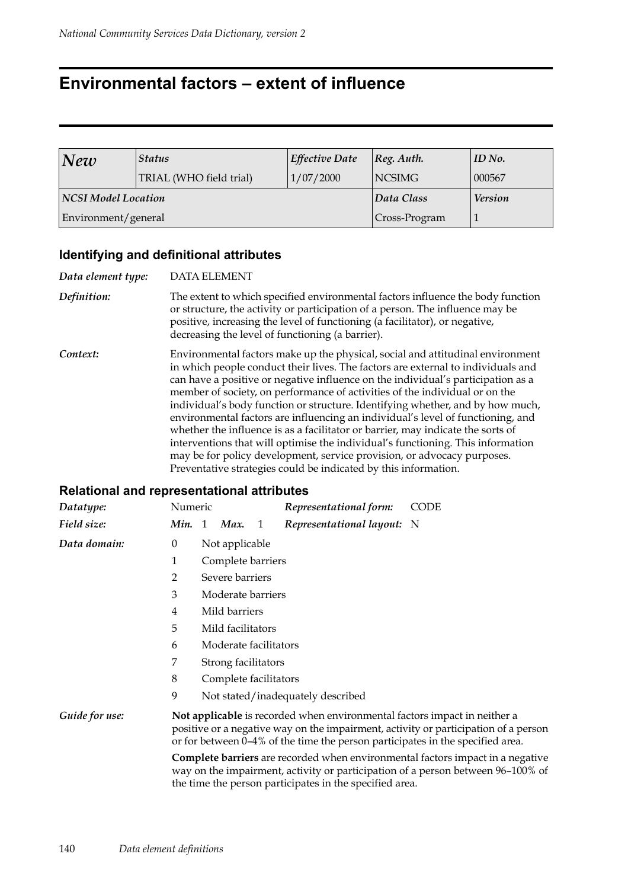# Environmental factors – extent of influence

| *New* | *Status* | *Effective Date* | *Reg. Auth.* | *ID No.* |
|---|---|---|---|---|
| | TRIAL (WHO field trial) | 1/07/2000 | NCSIMG | 000567 |
| ***NCSI Model Location*** | | | ***Data Class*** | ***Version*** |
| Environment/general | | | Cross-Program | 1 |

## Identifying and definitional attributes

***Data element type:*** DATA ELEMENT

***Definition:*** The extent to which specified environmental factors influence the body function or structure, the activity or participation of a person. The influence may be positive, increasing the level of functioning (a facilitator), or negative, decreasing the level of functioning (a barrier).

***Context:*** Environmental factors make up the physical, social and attitudinal environment in which people conduct their lives. The factors are external to individuals and can have a positive or negative influence on the individual's participation as a member of society, on performance of activities of the individual or on the individual's body function or structure. Identifying whether, and by how much, environmental factors are influencing an individual's level of functioning, and whether the influence is as a facilitator or barrier, may indicate the sorts of interventions that will optimise the individual's functioning. This information may be for policy development, service provision, or advocacy purposes. Preventative strategies could be indicated by this information.

## Relational and representational attributes

***Datatype:*** Numeric &nbsp;&nbsp;&nbsp; ***Representational form:*** CODE

***Field size:*** ***Min.*** 1 ***Max.*** 1 &nbsp;&nbsp;&nbsp; ***Representational layout:*** N

***Data domain:***

0 Not applicable
1 Complete barriers
2 Severe barriers
3 Moderate barriers
4 Mild barriers
5 Mild facilitators
6 Moderate facilitators
7 Strong facilitators
8 Complete facilitators
9 Not stated/inadequately described

***Guide for use:*** **Not applicable** is recorded when environmental factors impact in neither a positive or a negative way on the impairment, activity or participation of a person or for between 0–4% of the time the person participates in the specified area.

**Complete barriers** are recorded when environmental factors impact in a negative way on the impairment, activity or participation of a person between 96–100% of the time the person participates in the specified area.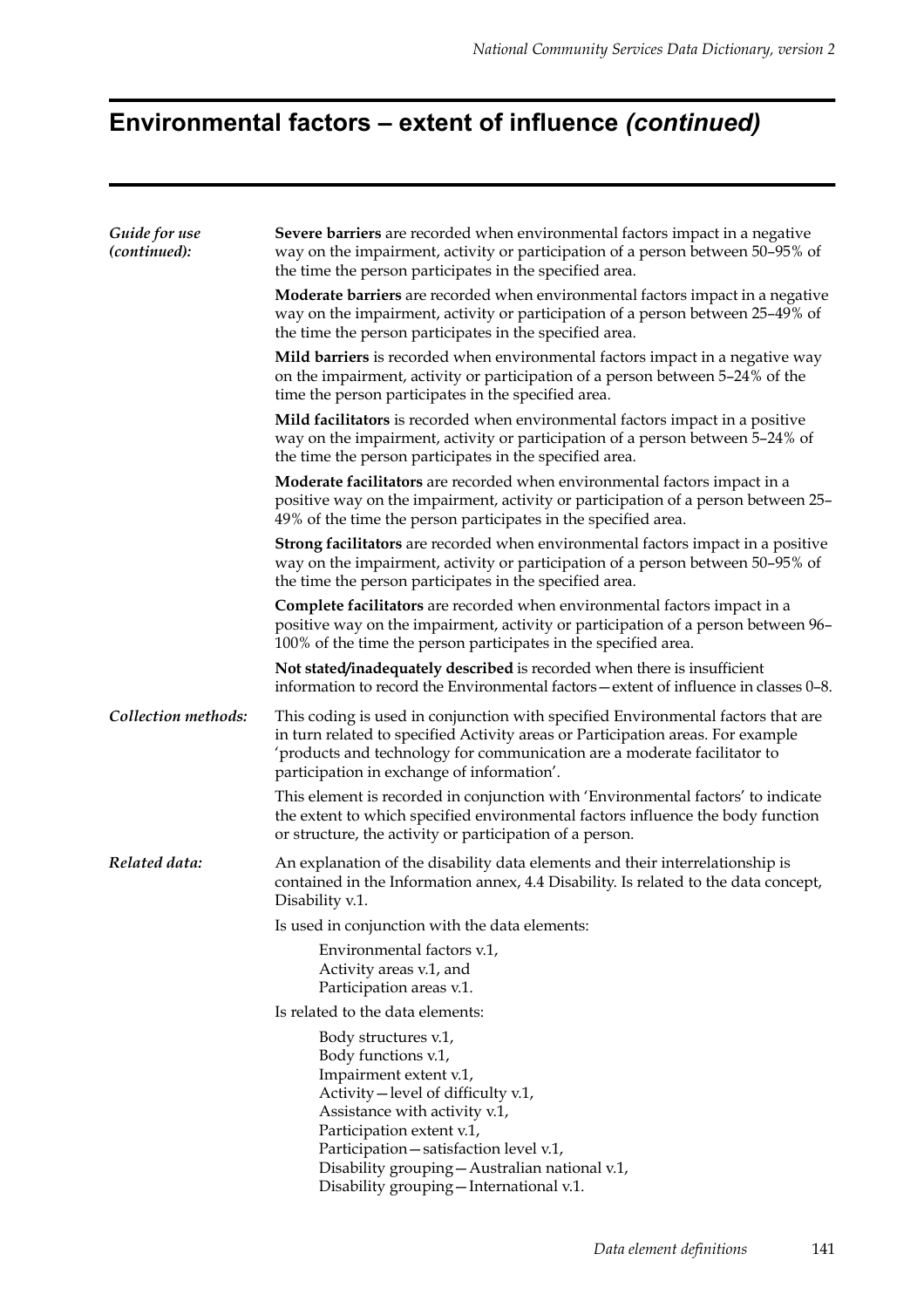# Environmental factors – extent of influence *(continued)*

*Guide for use (continued):*

**Severe barriers** are recorded when environmental factors impact in a negative way on the impairment, activity or participation of a person between 50–95% of the time the person participates in the specified area.

**Moderate barriers** are recorded when environmental factors impact in a negative way on the impairment, activity or participation of a person between 25–49% of the time the person participates in the specified area.

**Mild barriers** is recorded when environmental factors impact in a negative way on the impairment, activity or participation of a person between 5–24% of the time the person participates in the specified area.

**Mild facilitators** is recorded when environmental factors impact in a positive way on the impairment, activity or participation of a person between 5–24% of the time the person participates in the specified area.

**Moderate facilitators** are recorded when environmental factors impact in a positive way on the impairment, activity or participation of a person between 25–49% of the time the person participates in the specified area.

**Strong facilitators** are recorded when environmental factors impact in a positive way on the impairment, activity or participation of a person between 50–95% of the time the person participates in the specified area.

**Complete facilitators** are recorded when environmental factors impact in a positive way on the impairment, activity or participation of a person between 96–100% of the time the person participates in the specified area.

**Not stated/inadequately described** is recorded when there is insufficient information to record the Environmental factors—extent of influence in classes 0–8.

*Collection methods:*

This coding is used in conjunction with specified Environmental factors that are in turn related to specified Activity areas or Participation areas. For example 'products and technology for communication are a moderate facilitator to participation in exchange of information'.

This element is recorded in conjunction with 'Environmental factors' to indicate the extent to which specified environmental factors influence the body function or structure, the activity or participation of a person.

*Related data:*

An explanation of the disability data elements and their interrelationship is contained in the Information annex, 4.4 Disability. Is related to the data concept, Disability v.1.

Is used in conjunction with the data elements:

Environmental factors v.1,
Activity areas v.1, and
Participation areas v.1.

Is related to the data elements:

Body structures v.1,
Body functions v.1,
Impairment extent v.1,
Activity—level of difficulty v.1,
Assistance with activity v.1,
Participation extent v.1,
Participation—satisfaction level v.1,
Disability grouping—Australian national v.1,
Disability grouping—International v.1.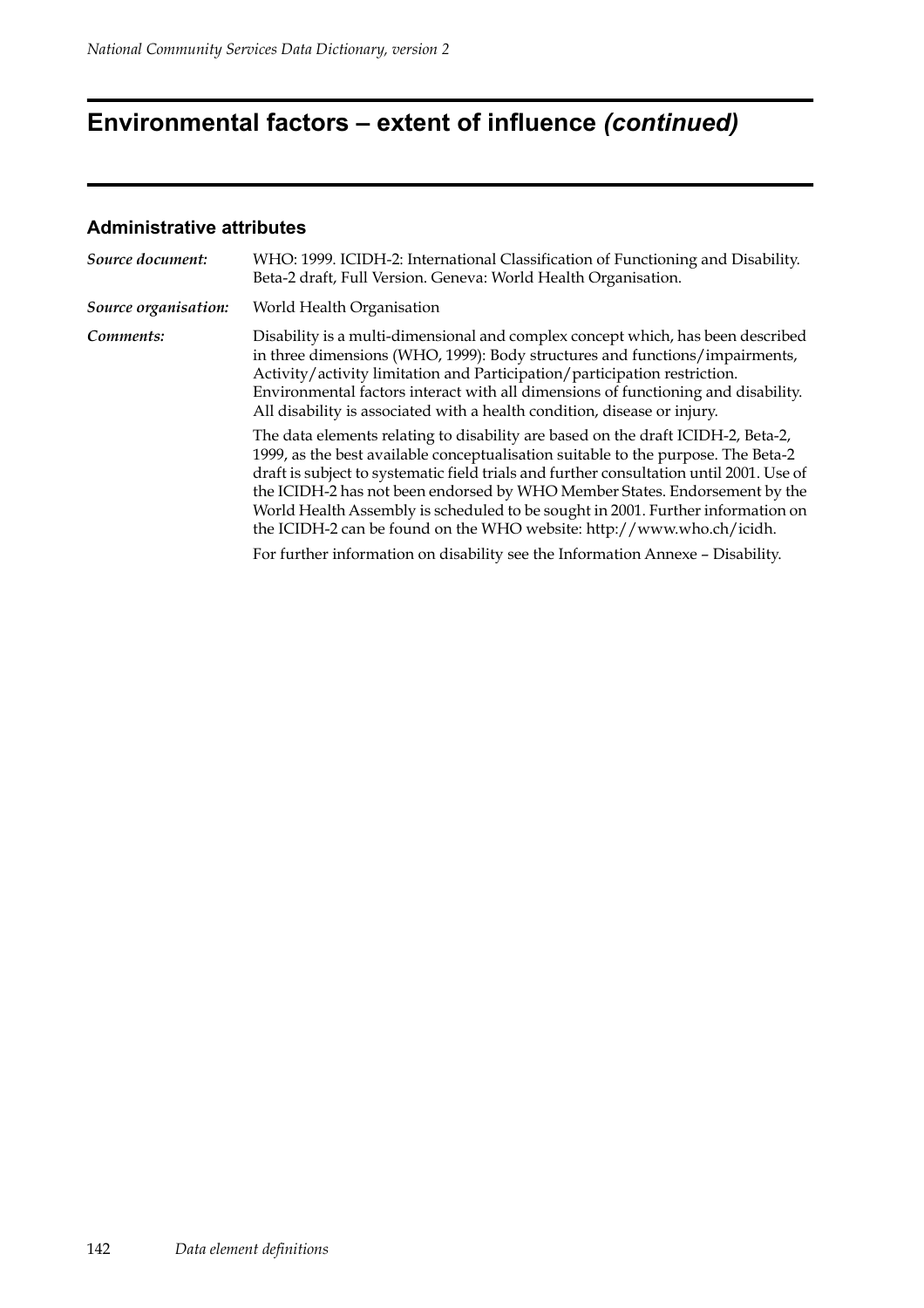# Environmental factors – extent of influence *(continued)*

## Administrative attributes

| | |
|---|---|
| ***Source document:*** | WHO: 1999. ICIDH-2: International Classification of Functioning and Disability. Beta-2 draft, Full Version. Geneva: World Health Organisation. |
| ***Source organisation:*** | World Health Organisation |
| ***Comments:*** | Disability is a multi-dimensional and complex concept which, has been described in three dimensions (WHO, 1999): Body structures and functions/impairments, Activity/activity limitation and Participation/participation restriction. Environmental factors interact with all dimensions of functioning and disability. All disability is associated with a health condition, disease or injury. |
| | The data elements relating to disability are based on the draft ICIDH-2, Beta-2, 1999, as the best available conceptualisation suitable to the purpose. The Beta-2 draft is subject to systematic field trials and further consultation until 2001. Use of the ICIDH-2 has not been endorsed by WHO Member States. Endorsement by the World Health Assembly is scheduled to be sought in 2001. Further information on the ICIDH-2 can be found on the WHO website: http://www.who.ch/icidh. |
| | For further information on disability see the Information Annexe – Disability. |